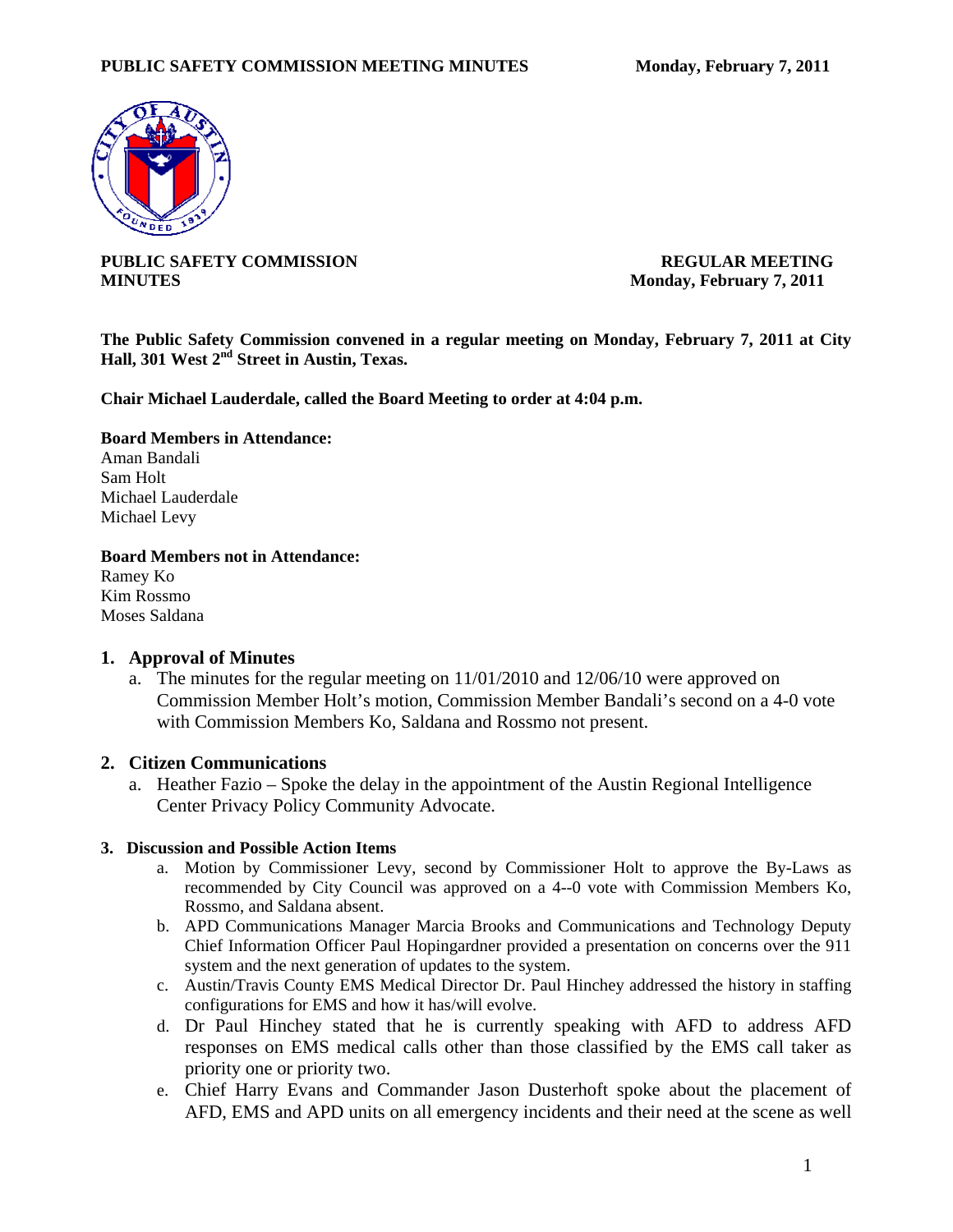**PUBLIC SAFETY COMMISSION**
**MINUTES**

**REGULAR MEETING**
**Monday, February 7, 2011**

**The Public Safety Commission convened in a regular meeting on Monday, February 7, 2011 at City Hall, 301 West 2nd Street in Austin, Texas.**

**Chair Michael Lauderdale, called the Board Meeting to order at 4:04 p.m.**

**Board Members in Attendance:**
Aman Bandali
Sam Holt
Michael Lauderdale
Michael Levy

**Board Members not in Attendance:**
Ramey Ko
Kim Rossmo
Moses Saldana

## 1. Approval of Minutes

a. The minutes for the regular meeting on 11/01/2010 and 12/06/10 were approved on Commission Member Holt's motion, Commission Member Bandali's second on a 4-0 vote with Commission Members Ko, Saldana and Rossmo not present.

## 2. Citizen Communications

a. Heather Fazio – Spoke the delay in the appointment of the Austin Regional Intelligence Center Privacy Policy Community Advocate.

### 3. Discussion and Possible Action Items

a. Motion by Commissioner Levy, second by Commissioner Holt to approve the By-Laws as recommended by City Council was approved on a 4--0 vote with Commission Members Ko, Rossmo, and Saldana absent.

b. APD Communications Manager Marcia Brooks and Communications and Technology Deputy Chief Information Officer Paul Hopingardner provided a presentation on concerns over the 911 system and the next generation of updates to the system.

c. Austin/Travis County EMS Medical Director Dr. Paul Hinchey addressed the history in staffing configurations for EMS and how it has/will evolve.

d. Dr Paul Hinchey stated that he is currently speaking with AFD to address AFD responses on EMS medical calls other than those classified by the EMS call taker as priority one or priority two.

e. Chief Harry Evans and Commander Jason Dusterhoft spoke about the placement of AFD, EMS and APD units on all emergency incidents and their need at the scene as well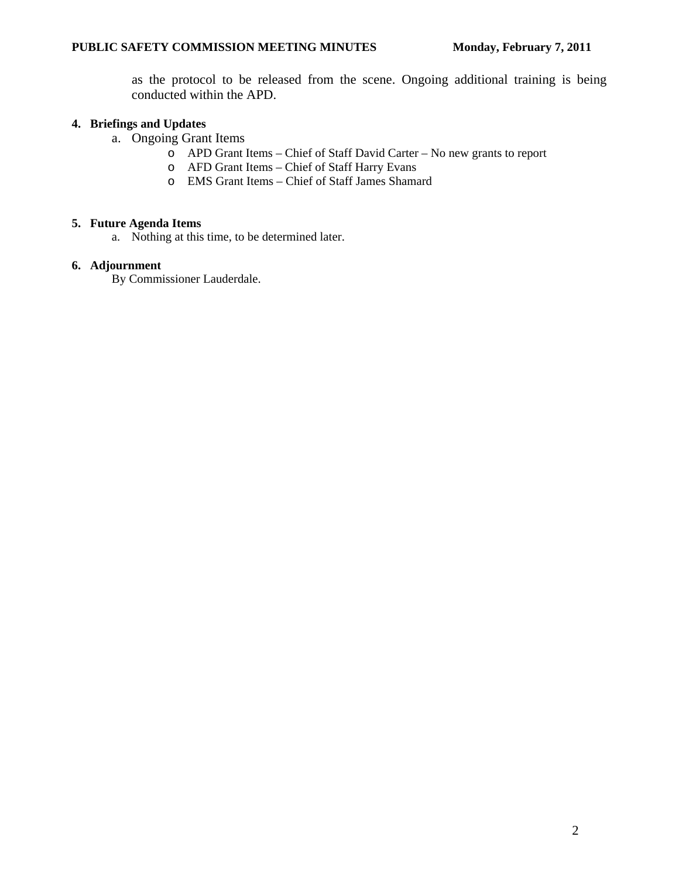as the protocol to be released from the scene. Ongoing additional training is being conducted within the APD.

**4. Briefings and Updates**

a. Ongoing Grant Items

- APD Grant Items – Chief of Staff David Carter – No new grants to report
- AFD Grant Items – Chief of Staff Harry Evans
- EMS Grant Items – Chief of Staff James Shamard

**5. Future Agenda Items**

a. Nothing at this time, to be determined later.

**6. Adjournment**

By Commissioner Lauderdale.